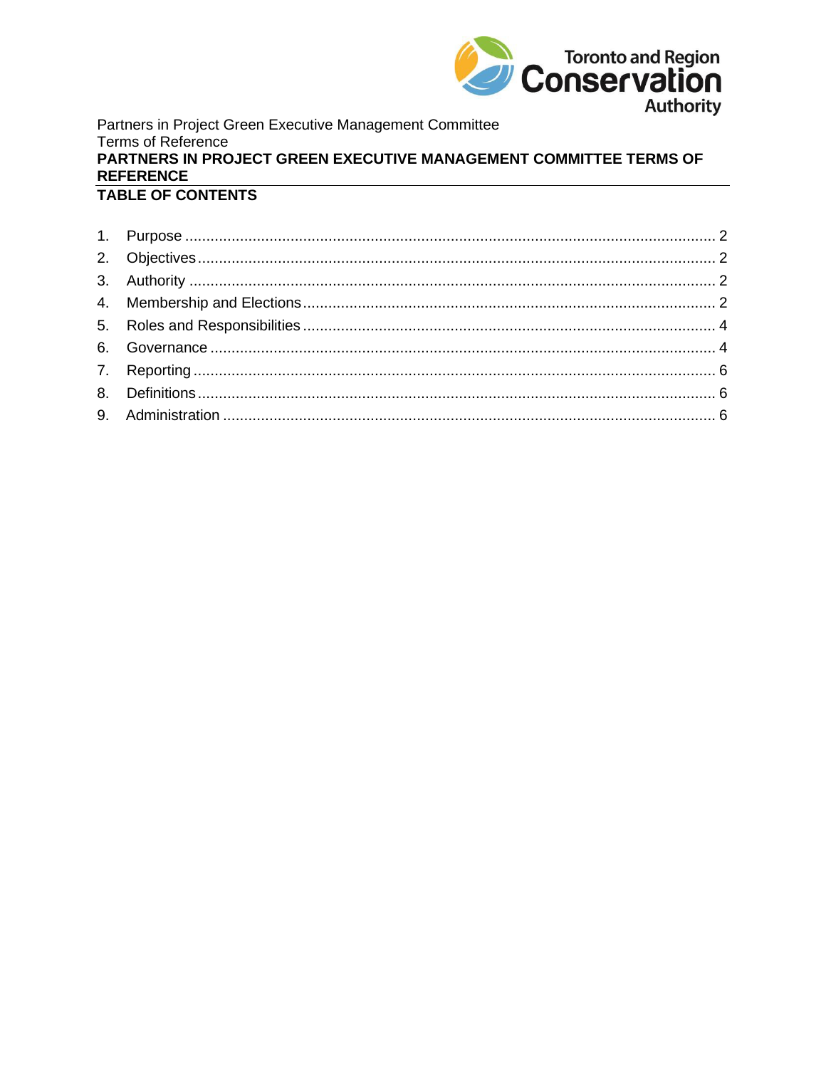Partners in Project Green Executive Management Committee
Terms of Reference

# PARTNERS IN PROJECT GREEN EXECUTIVE MANAGEMENT COMMITTEE TERMS OF REFERENCE

## TABLE OF CONTENTS

1. Purpose ..... 2
2. Objectives ..... 2
3. Authority ..... 2
4. Membership and Elections ..... 2
5. Roles and Responsibilities ..... 4
6. Governance ..... 4
7. Reporting ..... 6
8. Definitions ..... 6
9. Administration ..... 6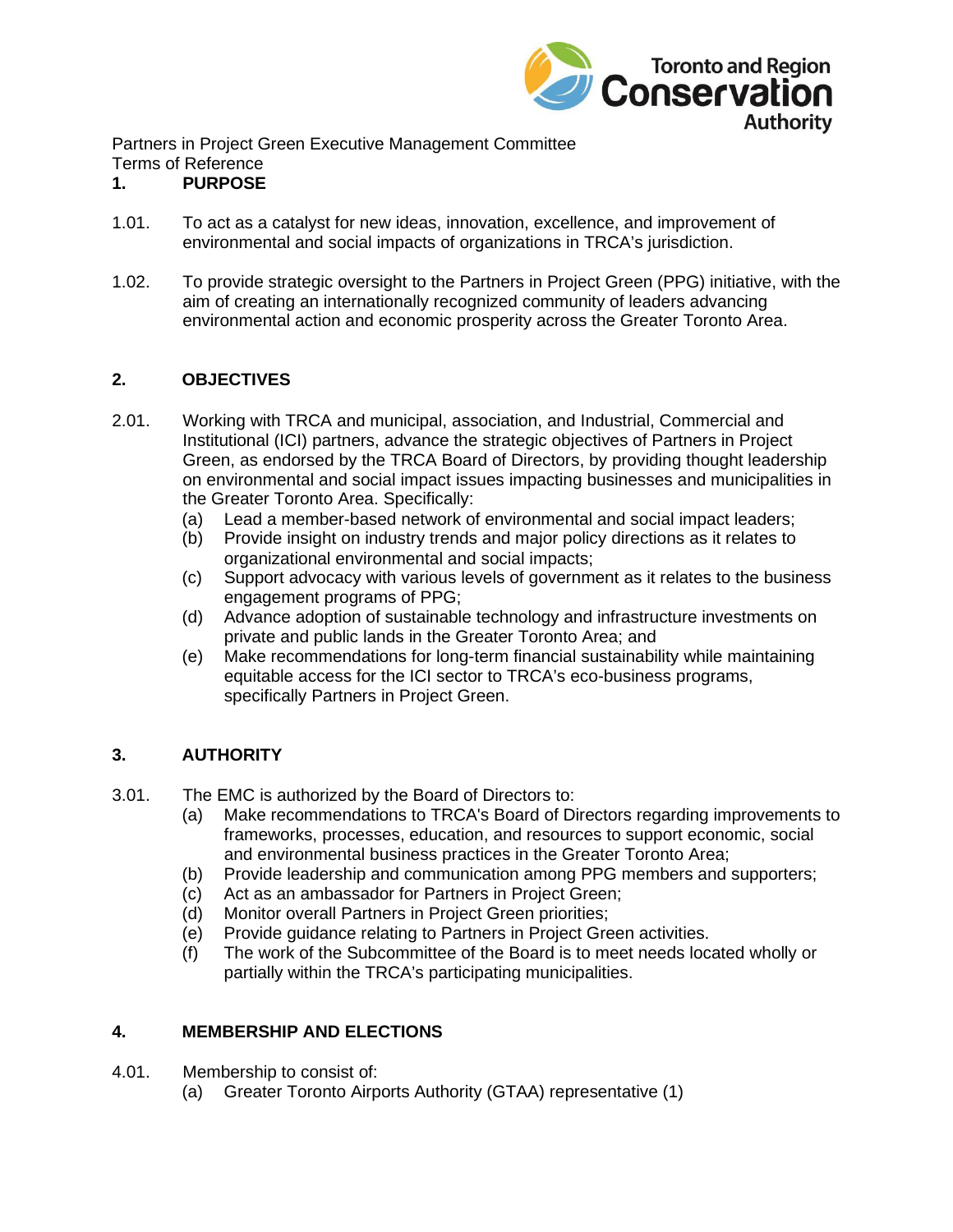Partners in Project Green Executive Management Committee
Terms of Reference

## 1. PURPOSE

1.01. To act as a catalyst for new ideas, innovation, excellence, and improvement of environmental and social impacts of organizations in TRCA's jurisdiction.

1.02. To provide strategic oversight to the Partners in Project Green (PPG) initiative, with the aim of creating an internationally recognized community of leaders advancing environmental action and economic prosperity across the Greater Toronto Area.

## 2. OBJECTIVES

2.01. Working with TRCA and municipal, association, and Industrial, Commercial and Institutional (ICI) partners, advance the strategic objectives of Partners in Project Green, as endorsed by the TRCA Board of Directors, by providing thought leadership on environmental and social impact issues impacting businesses and municipalities in the Greater Toronto Area. Specifically:

- (a) Lead a member-based network of environmental and social impact leaders;
- (b) Provide insight on industry trends and major policy directions as it relates to organizational environmental and social impacts;
- (c) Support advocacy with various levels of government as it relates to the business engagement programs of PPG;
- (d) Advance adoption of sustainable technology and infrastructure investments on private and public lands in the Greater Toronto Area; and
- (e) Make recommendations for long-term financial sustainability while maintaining equitable access for the ICI sector to TRCA's eco-business programs, specifically Partners in Project Green.

## 3. AUTHORITY

3.01. The EMC is authorized by the Board of Directors to:

- (a) Make recommendations to TRCA's Board of Directors regarding improvements to frameworks, processes, education, and resources to support economic, social and environmental business practices in the Greater Toronto Area;
- (b) Provide leadership and communication among PPG members and supporters;
- (c) Act as an ambassador for Partners in Project Green;
- (d) Monitor overall Partners in Project Green priorities;
- (e) Provide guidance relating to Partners in Project Green activities.
- (f) The work of the Subcommittee of the Board is to meet needs located wholly or partially within the TRCA's participating municipalities.

## 4. MEMBERSHIP AND ELECTIONS

4.01. Membership to consist of:

- (a) Greater Toronto Airports Authority (GTAA) representative (1)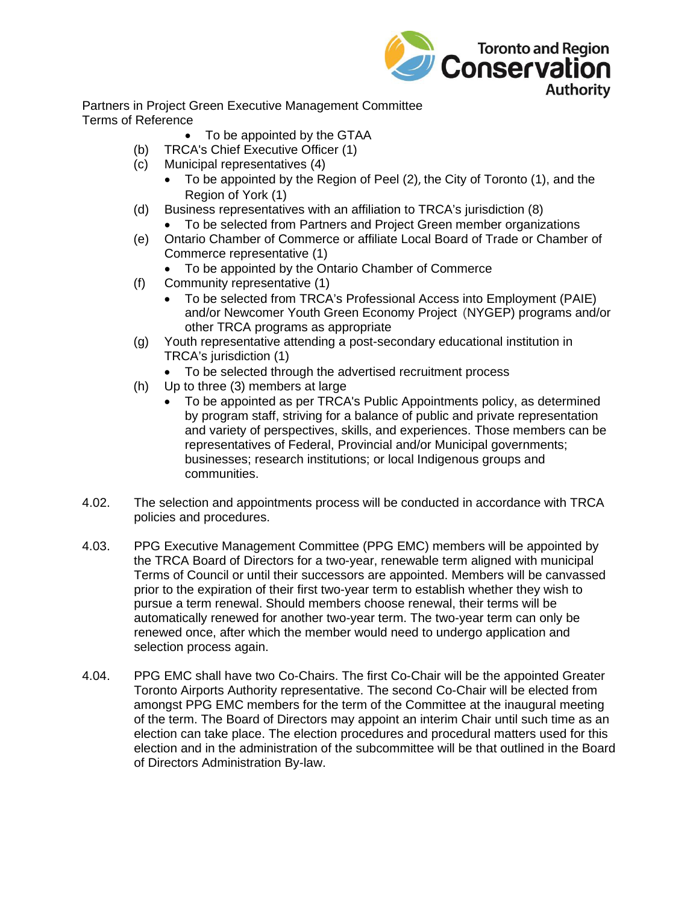- To be appointed by the GTAA

(b) TRCA's Chief Executive Officer (1)

(c) Municipal representatives (4)
- To be appointed by the Region of Peel (2), the City of Toronto (1), and the Region of York (1)

(d) Business representatives with an affiliation to TRCA's jurisdiction (8)
- To be selected from Partners and Project Green member organizations

(e) Ontario Chamber of Commerce or affiliate Local Board of Trade or Chamber of Commerce representative (1)
- To be appointed by the Ontario Chamber of Commerce

(f) Community representative (1)
- To be selected from TRCA's Professional Access into Employment (PAIE) and/or Newcomer Youth Green Economy Project (NYGEP) programs and/or other TRCA programs as appropriate

(g) Youth representative attending a post-secondary educational institution in TRCA's jurisdiction (1)
- To be selected through the advertised recruitment process

(h) Up to three (3) members at large
- To be appointed as per TRCA's Public Appointments policy, as determined by program staff, striving for a balance of public and private representation and variety of perspectives, skills, and experiences. Those members can be representatives of Federal, Provincial and/or Municipal governments; businesses; research institutions; or local Indigenous groups and communities.

4.02. The selection and appointments process will be conducted in accordance with TRCA policies and procedures.

4.03. PPG Executive Management Committee (PPG EMC) members will be appointed by the TRCA Board of Directors for a two-year, renewable term aligned with municipal Terms of Council or until their successors are appointed. Members will be canvassed prior to the expiration of their first two-year term to establish whether they wish to pursue a term renewal. Should members choose renewal, their terms will be automatically renewed for another two-year term. The two-year term can only be renewed once, after which the member would need to undergo application and selection process again.

4.04. PPG EMC shall have two Co-Chairs. The first Co-Chair will be the appointed Greater Toronto Airports Authority representative. The second Co-Chair will be elected from amongst PPG EMC members for the term of the Committee at the inaugural meeting of the term. The Board of Directors may appoint an interim Chair until such time as an election can take place. The election procedures and procedural matters used for this election and in the administration of the subcommittee will be that outlined in the Board of Directors Administration By-law.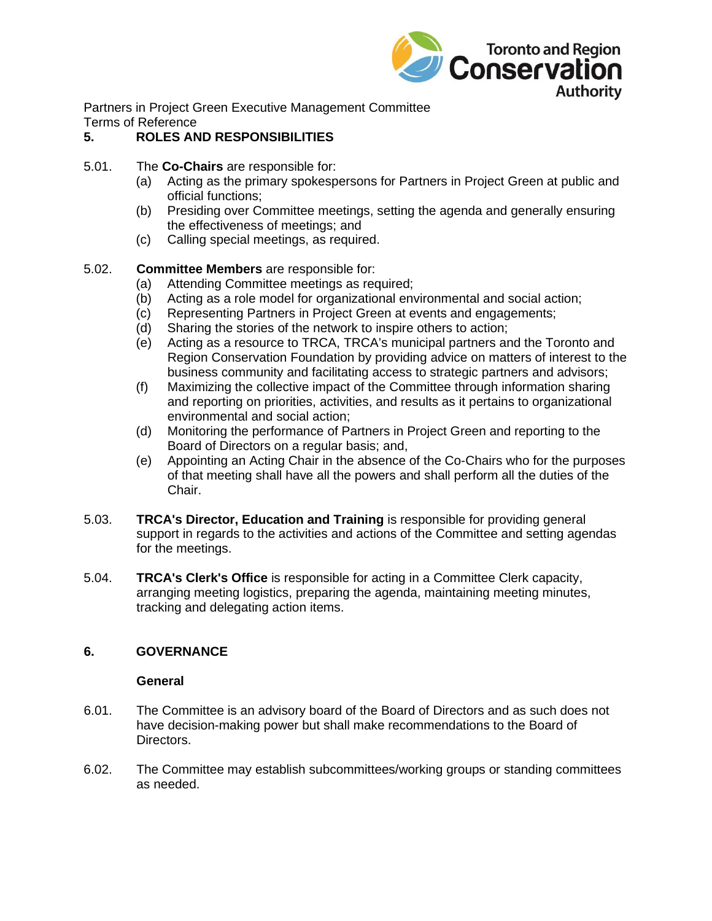Partners in Project Green Executive Management Committee
Terms of Reference

## 5. ROLES AND RESPONSIBILITIES

5.01. The **Co-Chairs** are responsible for:

- (a) Acting as the primary spokespersons for Partners in Project Green at public and official functions;
- (b) Presiding over Committee meetings, setting the agenda and generally ensuring the effectiveness of meetings; and
- (c) Calling special meetings, as required.

5.02. **Committee Members** are responsible for:

- (a) Attending Committee meetings as required;
- (b) Acting as a role model for organizational environmental and social action;
- (c) Representing Partners in Project Green at events and engagements;
- (d) Sharing the stories of the network to inspire others to action;
- (e) Acting as a resource to TRCA, TRCA's municipal partners and the Toronto and Region Conservation Foundation by providing advice on matters of interest to the business community and facilitating access to strategic partners and advisors;
- (f) Maximizing the collective impact of the Committee through information sharing and reporting on priorities, activities, and results as it pertains to organizational environmental and social action;
- (d) Monitoring the performance of Partners in Project Green and reporting to the Board of Directors on a regular basis; and,
- (e) Appointing an Acting Chair in the absence of the Co-Chairs who for the purposes of that meeting shall have all the powers and shall perform all the duties of the Chair.

5.03. **TRCA's Director, Education and Training** is responsible for providing general support in regards to the activities and actions of the Committee and setting agendas for the meetings.

5.04. **TRCA's Clerk's Office** is responsible for acting in a Committee Clerk capacity, arranging meeting logistics, preparing the agenda, maintaining meeting minutes, tracking and delegating action items.

## 6. GOVERNANCE

### General

6.01. The Committee is an advisory board of the Board of Directors and as such does not have decision-making power but shall make recommendations to the Board of Directors.

6.02. The Committee may establish subcommittees/working groups or standing committees as needed.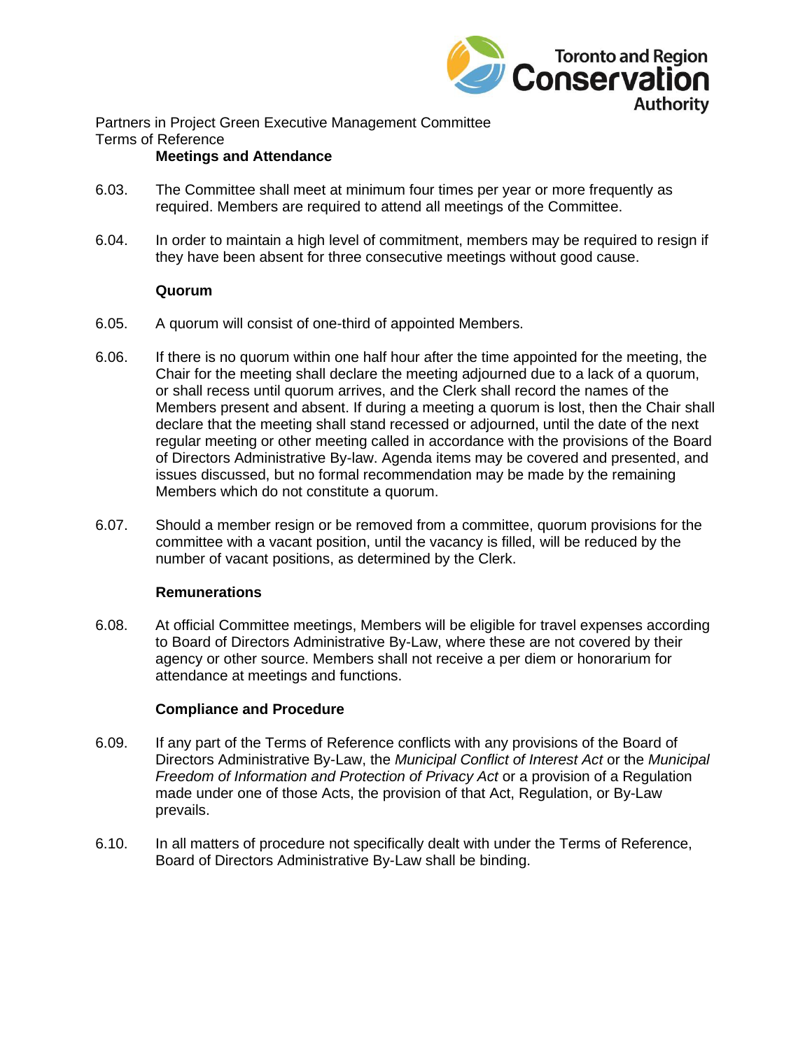Partners in Project Green Executive Management Committee
Terms of Reference

**Meetings and Attendance**

6.03. The Committee shall meet at minimum four times per year or more frequently as required. Members are required to attend all meetings of the Committee.

6.04. In order to maintain a high level of commitment, members may be required to resign if they have been absent for three consecutive meetings without good cause.

**Quorum**

6.05. A quorum will consist of one-third of appointed Members.

6.06. If there is no quorum within one half hour after the time appointed for the meeting, the Chair for the meeting shall declare the meeting adjourned due to a lack of a quorum, or shall recess until quorum arrives, and the Clerk shall record the names of the Members present and absent. If during a meeting a quorum is lost, then the Chair shall declare that the meeting shall stand recessed or adjourned, until the date of the next regular meeting or other meeting called in accordance with the provisions of the Board of Directors Administrative By-law. Agenda items may be covered and presented, and issues discussed, but no formal recommendation may be made by the remaining Members which do not constitute a quorum.

6.07. Should a member resign or be removed from a committee, quorum provisions for the committee with a vacant position, until the vacancy is filled, will be reduced by the number of vacant positions, as determined by the Clerk.

**Remunerations**

6.08. At official Committee meetings, Members will be eligible for travel expenses according to Board of Directors Administrative By-Law, where these are not covered by their agency or other source. Members shall not receive a per diem or honorarium for attendance at meetings and functions.

**Compliance and Procedure**

6.09. If any part of the Terms of Reference conflicts with any provisions of the Board of Directors Administrative By-Law, the *Municipal Conflict of Interest Act* or the *Municipal Freedom of Information and Protection of Privacy Act* or a provision of a Regulation made under one of those Acts, the provision of that Act, Regulation, or By-Law prevails.

6.10. In all matters of procedure not specifically dealt with under the Terms of Reference, Board of Directors Administrative By-Law shall be binding.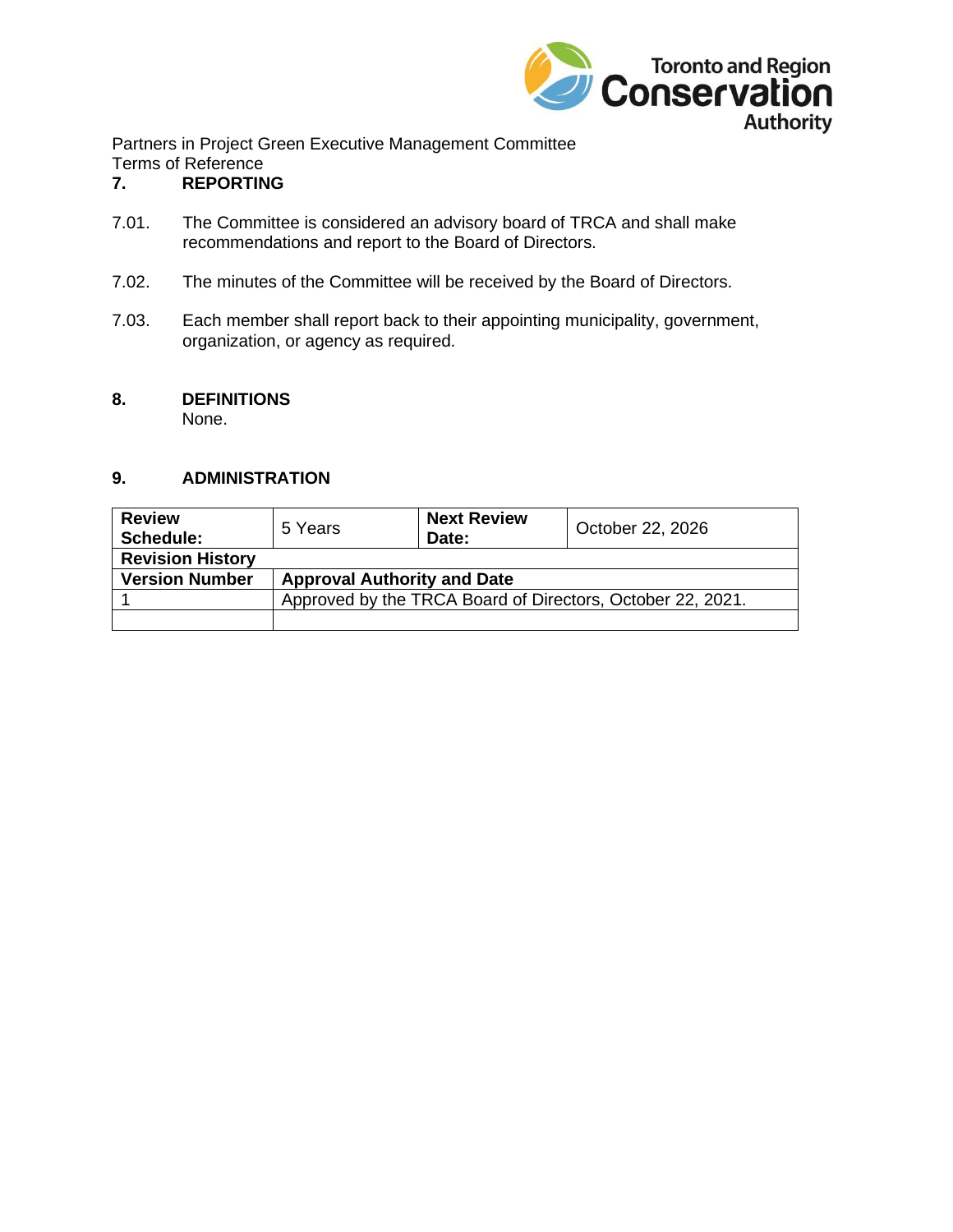## 7. REPORTING

7.01. The Committee is considered an advisory board of TRCA and shall make recommendations and report to the Board of Directors.

7.02. The minutes of the Committee will be received by the Board of Directors.

7.03. Each member shall report back to their appointing municipality, government, organization, or agency as required.

## 8. DEFINITIONS

None.

## 9. ADMINISTRATION

| **Review Schedule:** | 5 Years | **Next Review Date:** | October 22, 2026 |
|---|---|---|---|
| **Revision History** | | | |
| **Version Number** | **Approval Authority and Date** | | |
| 1 | Approved by the TRCA Board of Directors, October 22, 2021. | | |
| | | | |